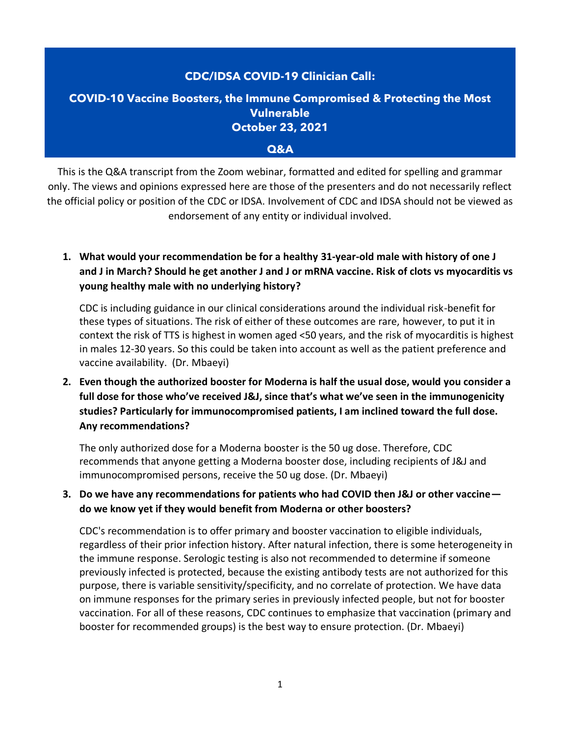# CDC/IDSA COVID-19 Clinician Call:

## COVID-10 Vaccine Boosters, the Immune Compromised & Protecting the Most Vulnerable

## October 23, 2021

## Q&A

This is the Q&A transcript from the Zoom webinar, formatted and edited for spelling and grammar only. The views and opinions expressed here are those of the presenters and do not necessarily reflect the official policy or position of the CDC or IDSA. Involvement of CDC and IDSA should not be viewed as endorsement of any entity or individual involved.

1. **What would your recommendation be for a healthy 31-year-old male with history of one J and J in March? Should he get another J and J or mRNA vaccine. Risk of clots vs myocarditis vs young healthy male with no underlying history?**

   CDC is including guidance in our clinical considerations around the individual risk-benefit for these types of situations. The risk of either of these outcomes are rare, however, to put it in context the risk of TTS is highest in women aged <50 years, and the risk of myocarditis is highest in males 12-30 years. So this could be taken into account as well as the patient preference and vaccine availability. (Dr. Mbaeyi)

2. **Even though the authorized booster for Moderna is half the usual dose, would you consider a full dose for those who've received J&J, since that's what we've seen in the immunogenicity studies? Particularly for immunocompromised patients, I am inclined toward the full dose. Any recommendations?**

   The only authorized dose for a Moderna booster is the 50 ug dose. Therefore, CDC recommends that anyone getting a Moderna booster dose, including recipients of J&J and immunocompromised persons, receive the 50 ug dose. (Dr. Mbaeyi)

3. **Do we have any recommendations for patients who had COVID then J&J or other vaccine—do we know yet if they would benefit from Moderna or other boosters?**

   CDC's recommendation is to offer primary and booster vaccination to eligible individuals, regardless of their prior infection history. After natural infection, there is some heterogeneity in the immune response. Serologic testing is also not recommended to determine if someone previously infected is protected, because the existing antibody tests are not authorized for this purpose, there is variable sensitivity/specificity, and no correlate of protection. We have data on immune responses for the primary series in previously infected people, but not for booster vaccination. For all of these reasons, CDC continues to emphasize that vaccination (primary and booster for recommended groups) is the best way to ensure protection. (Dr. Mbaeyi)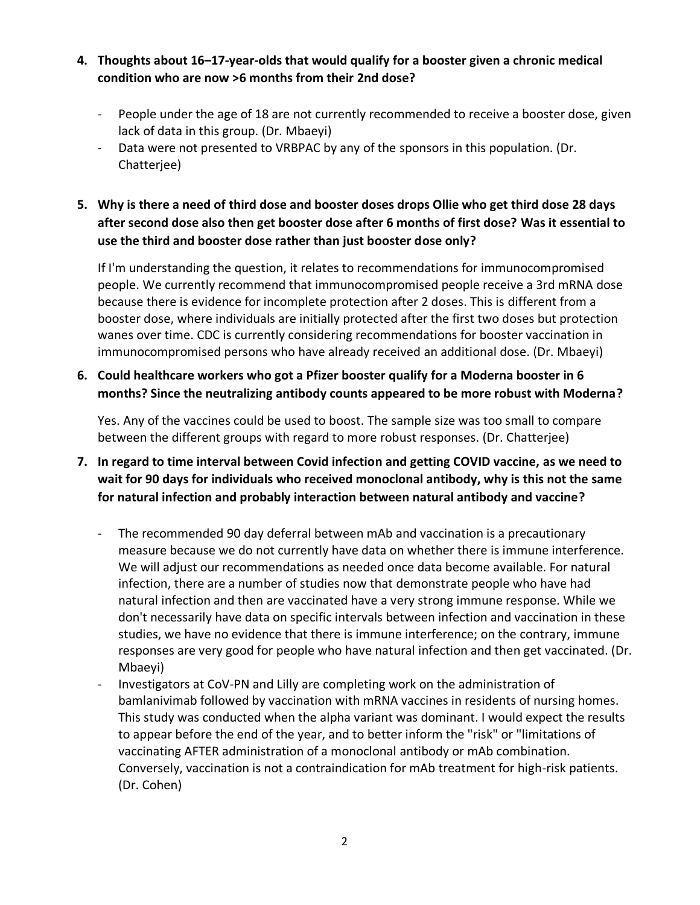4. **Thoughts about 16–17-year-olds that would qualify for a booster given a chronic medical condition who are now >6 months from their 2nd dose?**

   - People under the age of 18 are not currently recommended to receive a booster dose, given lack of data in this group. (Dr. Mbaeyi)
   - Data were not presented to VRBPAC by any of the sponsors in this population. (Dr. Chatterjee)

5. **Why is there a need of third dose and booster doses drops Ollie who get third dose 28 days after second dose also then get booster dose after 6 months of first dose? Was it essential to use the third and booster dose rather than just booster dose only?**

   If I'm understanding the question, it relates to recommendations for immunocompromised people. We currently recommend that immunocompromised people receive a 3rd mRNA dose because there is evidence for incomplete protection after 2 doses. This is different from a booster dose, where individuals are initially protected after the first two doses but protection wanes over time. CDC is currently considering recommendations for booster vaccination in immunocompromised persons who have already received an additional dose. (Dr. Mbaeyi)

6. **Could healthcare workers who got a Pfizer booster qualify for a Moderna booster in 6 months? Since the neutralizing antibody counts appeared to be more robust with Moderna?**

   Yes. Any of the vaccines could be used to boost. The sample size was too small to compare between the different groups with regard to more robust responses. (Dr. Chatterjee)

7. **In regard to time interval between Covid infection and getting COVID vaccine, as we need to wait for 90 days for individuals who received monoclonal antibody, why is this not the same for natural infection and probably interaction between natural antibody and vaccine?**

   - The recommended 90 day deferral between mAb and vaccination is a precautionary measure because we do not currently have data on whether there is immune interference. We will adjust our recommendations as needed once data become available. For natural infection, there are a number of studies now that demonstrate people who have had natural infection and then are vaccinated have a very strong immune response. While we don't necessarily have data on specific intervals between infection and vaccination in these studies, we have no evidence that there is immune interference; on the contrary, immune responses are very good for people who have natural infection and then get vaccinated. (Dr. Mbaeyi)
   - Investigators at CoV-PN and Lilly are completing work on the administration of bamlanivimab followed by vaccination with mRNA vaccines in residents of nursing homes. This study was conducted when the alpha variant was dominant. I would expect the results to appear before the end of the year, and to better inform the "risk" or "limitations of vaccinating AFTER administration of a monoclonal antibody or mAb combination. Conversely, vaccination is not a contraindication for mAb treatment for high-risk patients. (Dr. Cohen)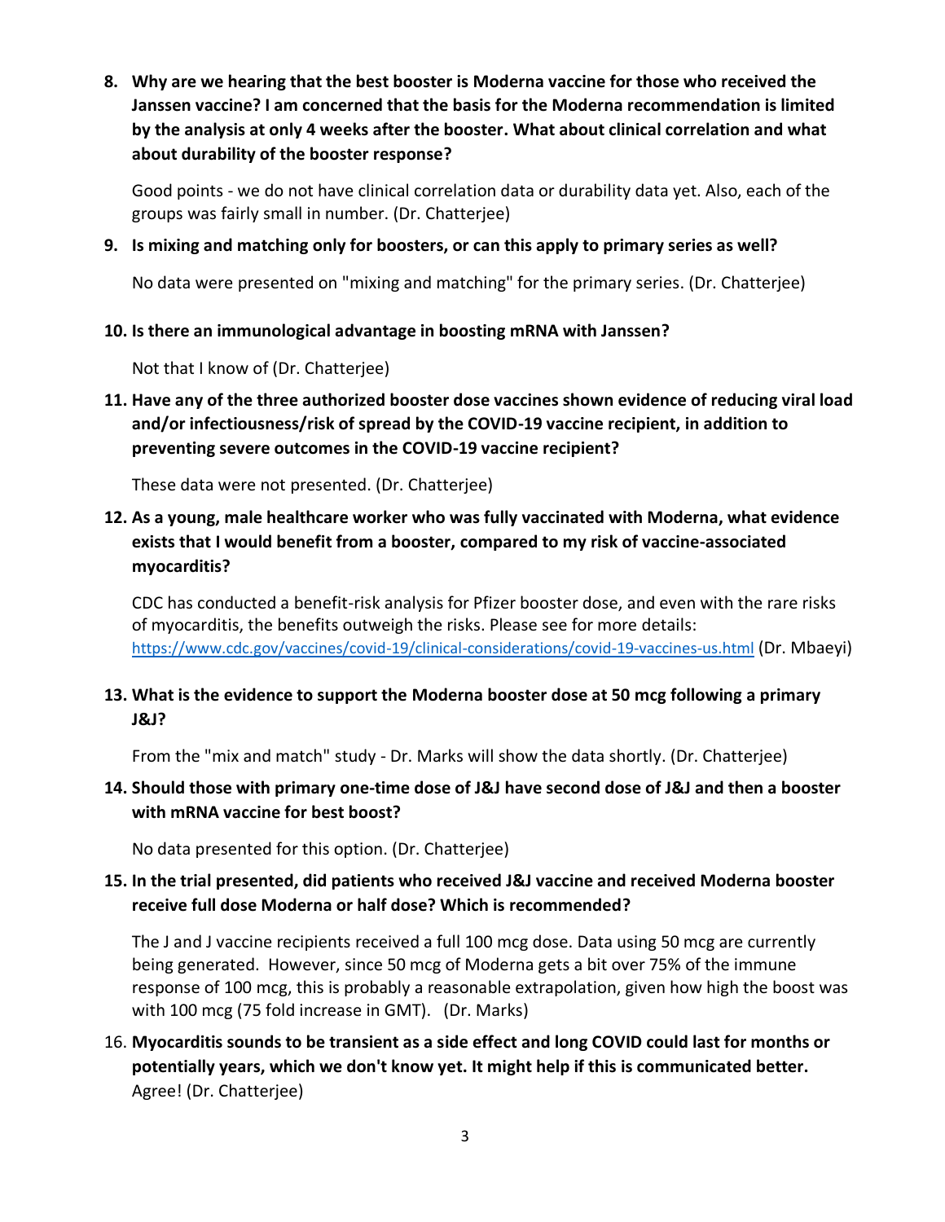8. **Why are we hearing that the best booster is Moderna vaccine for those who received the Janssen vaccine? I am concerned that the basis for the Moderna recommendation is limited by the analysis at only 4 weeks after the booster. What about clinical correlation and what about durability of the booster response?**

   Good points - we do not have clinical correlation data or durability data yet. Also, each of the groups was fairly small in number. (Dr. Chatterjee)

9. **Is mixing and matching only for boosters, or can this apply to primary series as well?**

   No data were presented on "mixing and matching" for the primary series. (Dr. Chatterjee)

10. **Is there an immunological advantage in boosting mRNA with Janssen?**

    Not that I know of (Dr. Chatterjee)

11. **Have any of the three authorized booster dose vaccines shown evidence of reducing viral load and/or infectiousness/risk of spread by the COVID-19 vaccine recipient, in addition to preventing severe outcomes in the COVID-19 vaccine recipient?**

    These data were not presented. (Dr. Chatterjee)

12. **As a young, male healthcare worker who was fully vaccinated with Moderna, what evidence exists that I would benefit from a booster, compared to my risk of vaccine-associated myocarditis?**

    CDC has conducted a benefit-risk analysis for Pfizer booster dose, and even with the rare risks of myocarditis, the benefits outweigh the risks. Please see for more details: https://www.cdc.gov/vaccines/covid-19/clinical-considerations/covid-19-vaccines-us.html (Dr. Mbaeyi)

13. **What is the evidence to support the Moderna booster dose at 50 mcg following a primary J&J?**

    From the "mix and match" study - Dr. Marks will show the data shortly. (Dr. Chatterjee)

14. **Should those with primary one-time dose of J&J have second dose of J&J and then a booster with mRNA vaccine for best boost?**

    No data presented for this option. (Dr. Chatterjee)

15. **In the trial presented, did patients who received J&J vaccine and received Moderna booster receive full dose Moderna or half dose? Which is recommended?**

    The J and J vaccine recipients received a full 100 mcg dose. Data using 50 mcg are currently being generated. However, since 50 mcg of Moderna gets a bit over 75% of the immune response of 100 mcg, this is probably a reasonable extrapolation, given how high the boost was with 100 mcg (75 fold increase in GMT). (Dr. Marks)

16. **Myocarditis sounds to be transient as a side effect and long COVID could last for months or potentially years, which we don't know yet. It might help if this is communicated better.**
    Agree! (Dr. Chatterjee)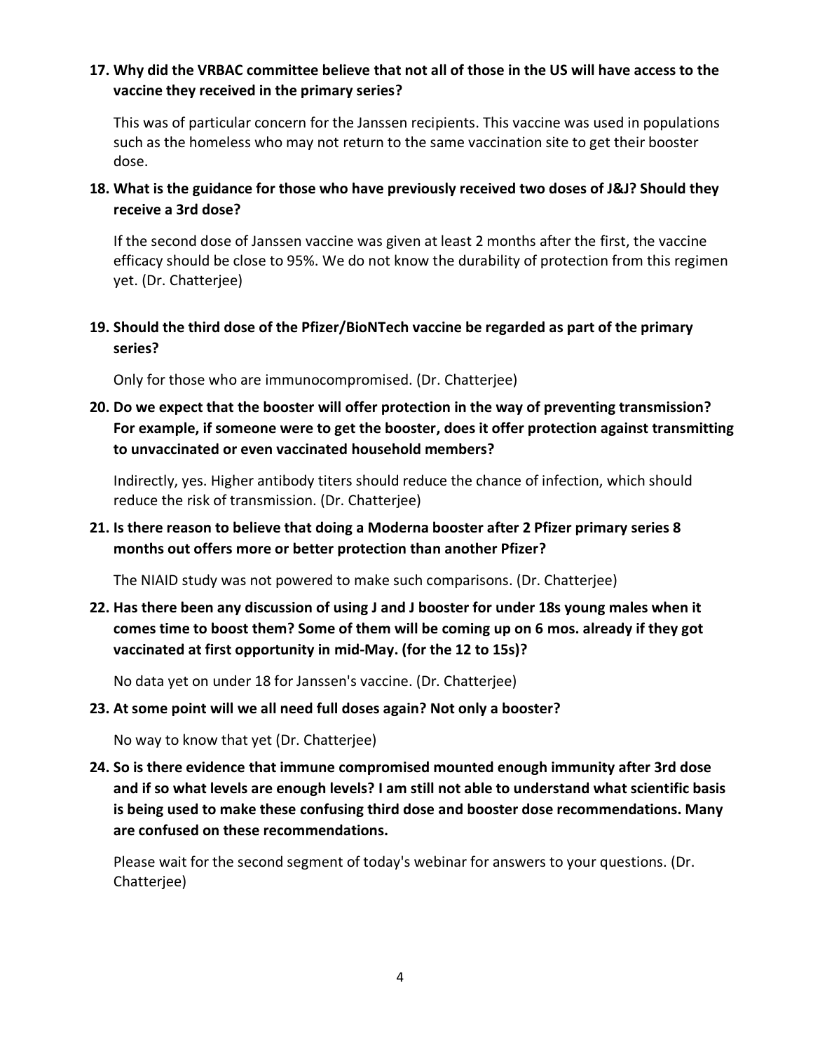**17. Why did the VRBAC committee believe that not all of those in the US will have access to the vaccine they received in the primary series?**

This was of particular concern for the Janssen recipients. This vaccine was used in populations such as the homeless who may not return to the same vaccination site to get their booster dose.

**18. What is the guidance for those who have previously received two doses of J&J? Should they receive a 3rd dose?**

If the second dose of Janssen vaccine was given at least 2 months after the first, the vaccine efficacy should be close to 95%. We do not know the durability of protection from this regimen yet. (Dr. Chatterjee)

**19. Should the third dose of the Pfizer/BioNTech vaccine be regarded as part of the primary series?**

Only for those who are immunocompromised. (Dr. Chatterjee)

**20. Do we expect that the booster will offer protection in the way of preventing transmission? For example, if someone were to get the booster, does it offer protection against transmitting to unvaccinated or even vaccinated household members?**

Indirectly, yes. Higher antibody titers should reduce the chance of infection, which should reduce the risk of transmission. (Dr. Chatterjee)

**21. Is there reason to believe that doing a Moderna booster after 2 Pfizer primary series 8 months out offers more or better protection than another Pfizer?**

The NIAID study was not powered to make such comparisons. (Dr. Chatterjee)

**22. Has there been any discussion of using J and J booster for under 18s young males when it comes time to boost them? Some of them will be coming up on 6 mos. already if they got vaccinated at first opportunity in mid-May. (for the 12 to 15s)?**

No data yet on under 18 for Janssen's vaccine. (Dr. Chatterjee)

**23. At some point will we all need full doses again? Not only a booster?**

No way to know that yet (Dr. Chatterjee)

**24. So is there evidence that immune compromised mounted enough immunity after 3rd dose and if so what levels are enough levels? I am still not able to understand what scientific basis is being used to make these confusing third dose and booster dose recommendations. Many are confused on these recommendations.**

Please wait for the second segment of today's webinar for answers to your questions. (Dr. Chatterjee)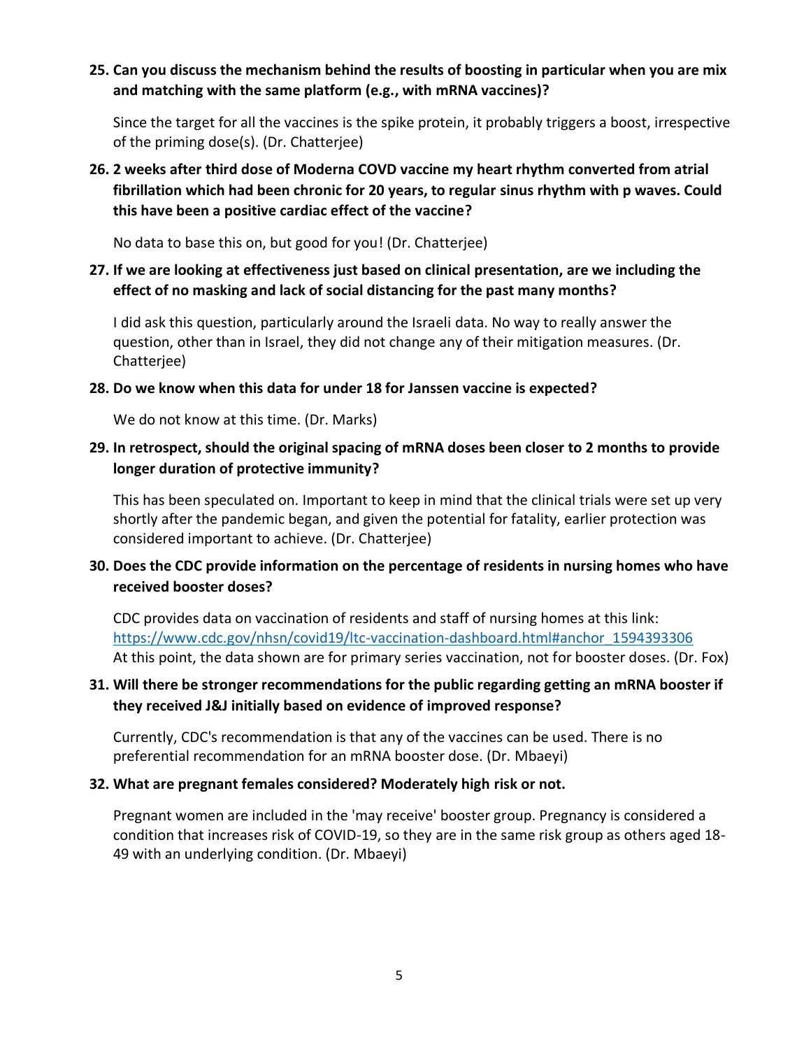**25. Can you discuss the mechanism behind the results of boosting in particular when you are mix and matching with the same platform (e.g., with mRNA vaccines)?**

Since the target for all the vaccines is the spike protein, it probably triggers a boost, irrespective of the priming dose(s). (Dr. Chatterjee)

**26. 2 weeks after third dose of Moderna COVD vaccine my heart rhythm converted from atrial fibrillation which had been chronic for 20 years, to regular sinus rhythm with p waves. Could this have been a positive cardiac effect of the vaccine?**

No data to base this on, but good for you! (Dr. Chatterjee)

**27. If we are looking at effectiveness just based on clinical presentation, are we including the effect of no masking and lack of social distancing for the past many months?**

I did ask this question, particularly around the Israeli data. No way to really answer the question, other than in Israel, they did not change any of their mitigation measures. (Dr. Chatterjee)

**28. Do we know when this data for under 18 for Janssen vaccine is expected?**

We do not know at this time. (Dr. Marks)

**29. In retrospect, should the original spacing of mRNA doses been closer to 2 months to provide longer duration of protective immunity?**

This has been speculated on. Important to keep in mind that the clinical trials were set up very shortly after the pandemic began, and given the potential for fatality, earlier protection was considered important to achieve. (Dr. Chatterjee)

**30. Does the CDC provide information on the percentage of residents in nursing homes who have received booster doses?**

CDC provides data on vaccination of residents and staff of nursing homes at this link: [https://www.cdc.gov/nhsn/covid19/ltc-vaccination-dashboard.html#anchor_1594393306](https://www.cdc.gov/nhsn/covid19/ltc-vaccination-dashboard.html#anchor_1594393306)
At this point, the data shown are for primary series vaccination, not for booster doses. (Dr. Fox)

**31. Will there be stronger recommendations for the public regarding getting an mRNA booster if they received J&J initially based on evidence of improved response?**

Currently, CDC's recommendation is that any of the vaccines can be used. There is no preferential recommendation for an mRNA booster dose. (Dr. Mbaeyi)

**32. What are pregnant females considered? Moderately high risk or not.**

Pregnant women are included in the 'may receive' booster group. Pregnancy is considered a condition that increases risk of COVID-19, so they are in the same risk group as others aged 18-49 with an underlying condition. (Dr. Mbaeyi)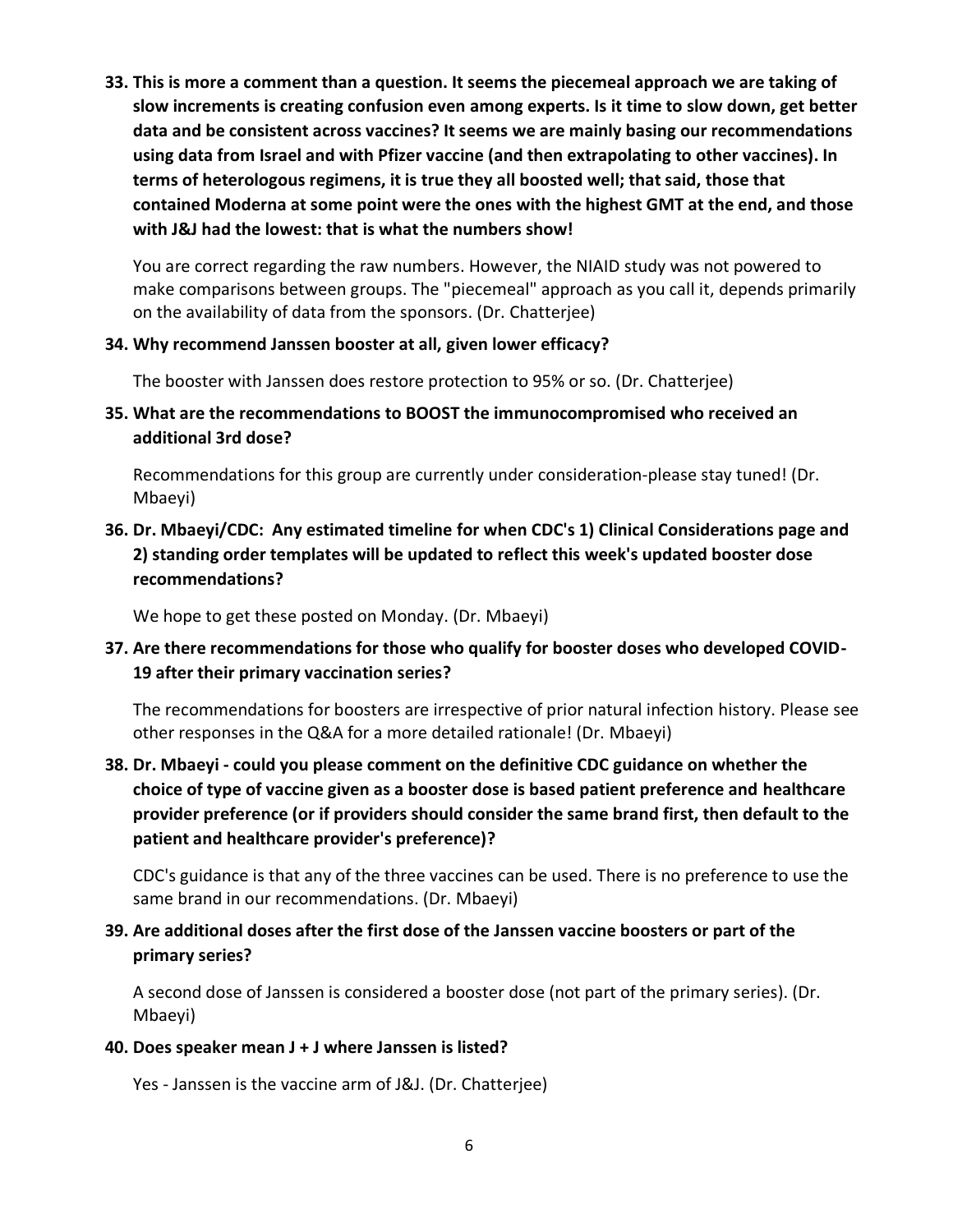**33. This is more a comment than a question. It seems the piecemeal approach we are taking of slow increments is creating confusion even among experts. Is it time to slow down, get better data and be consistent across vaccines? It seems we are mainly basing our recommendations using data from Israel and with Pfizer vaccine (and then extrapolating to other vaccines). In terms of heterologous regimens, it is true they all boosted well; that said, those that contained Moderna at some point were the ones with the highest GMT at the end, and those with J&J had the lowest: that is what the numbers show!**

You are correct regarding the raw numbers. However, the NIAID study was not powered to make comparisons between groups. The "piecemeal" approach as you call it, depends primarily on the availability of data from the sponsors. (Dr. Chatterjee)

**34. Why recommend Janssen booster at all, given lower efficacy?**

The booster with Janssen does restore protection to 95% or so. (Dr. Chatterjee)

**35. What are the recommendations to BOOST the immunocompromised who received an additional 3rd dose?**

Recommendations for this group are currently under consideration-please stay tuned! (Dr. Mbaeyi)

**36. Dr. Mbaeyi/CDC: Any estimated timeline for when CDC's 1) Clinical Considerations page and 2) standing order templates will be updated to reflect this week's updated booster dose recommendations?**

We hope to get these posted on Monday. (Dr. Mbaeyi)

**37. Are there recommendations for those who qualify for booster doses who developed COVID-19 after their primary vaccination series?**

The recommendations for boosters are irrespective of prior natural infection history. Please see other responses in the Q&A for a more detailed rationale! (Dr. Mbaeyi)

**38. Dr. Mbaeyi - could you please comment on the definitive CDC guidance on whether the choice of type of vaccine given as a booster dose is based patient preference and healthcare provider preference (or if providers should consider the same brand first, then default to the patient and healthcare provider's preference)?**

CDC's guidance is that any of the three vaccines can be used. There is no preference to use the same brand in our recommendations. (Dr. Mbaeyi)

**39. Are additional doses after the first dose of the Janssen vaccine boosters or part of the primary series?**

A second dose of Janssen is considered a booster dose (not part of the primary series). (Dr. Mbaeyi)

**40. Does speaker mean J + J where Janssen is listed?**

Yes - Janssen is the vaccine arm of J&J. (Dr. Chatterjee)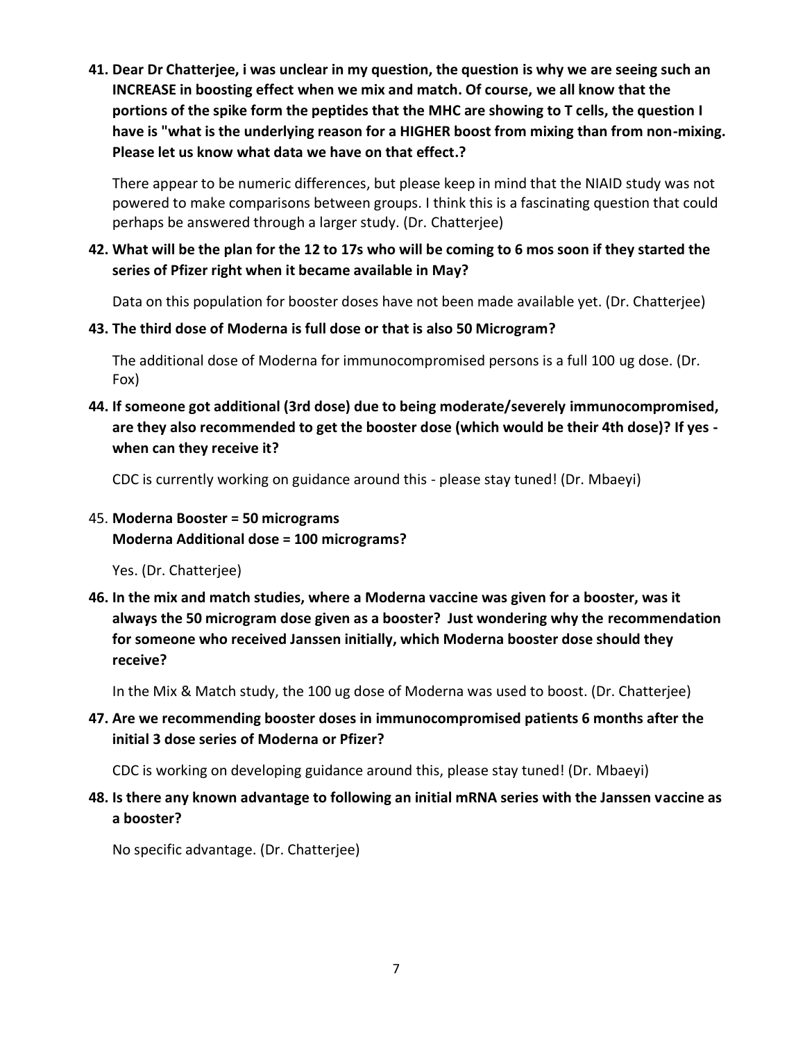**41. Dear Dr Chatterjee, i was unclear in my question, the question is why we are seeing such an INCREASE in boosting effect when we mix and match. Of course, we all know that the portions of the spike form the peptides that the MHC are showing to T cells, the question I have is "what is the underlying reason for a HIGHER boost from mixing than from non-mixing. Please let us know what data we have on that effect.?**

There appear to be numeric differences, but please keep in mind that the NIAID study was not powered to make comparisons between groups. I think this is a fascinating question that could perhaps be answered through a larger study. (Dr. Chatterjee)

**42. What will be the plan for the 12 to 17s who will be coming to 6 mos soon if they started the series of Pfizer right when it became available in May?**

Data on this population for booster doses have not been made available yet. (Dr. Chatterjee)

**43. The third dose of Moderna is full dose or that is also 50 Microgram?**

The additional dose of Moderna for immunocompromised persons is a full 100 ug dose. (Dr. Fox)

**44. If someone got additional (3rd dose) due to being moderate/severely immunocompromised, are they also recommended to get the booster dose (which would be their 4th dose)? If yes - when can they receive it?**

CDC is currently working on guidance around this - please stay tuned! (Dr. Mbaeyi)

45. **Moderna Booster = 50 micrograms**
**Moderna Additional dose = 100 micrograms?**

Yes. (Dr. Chatterjee)

**46. In the mix and match studies, where a Moderna vaccine was given for a booster, was it always the 50 microgram dose given as a booster? Just wondering why the recommendation for someone who received Janssen initially, which Moderna booster dose should they receive?**

In the Mix & Match study, the 100 ug dose of Moderna was used to boost. (Dr. Chatterjee)

**47. Are we recommending booster doses in immunocompromised patients 6 months after the initial 3 dose series of Moderna or Pfizer?**

CDC is working on developing guidance around this, please stay tuned! (Dr. Mbaeyi)

**48. Is there any known advantage to following an initial mRNA series with the Janssen vaccine as a booster?**

No specific advantage. (Dr. Chatterjee)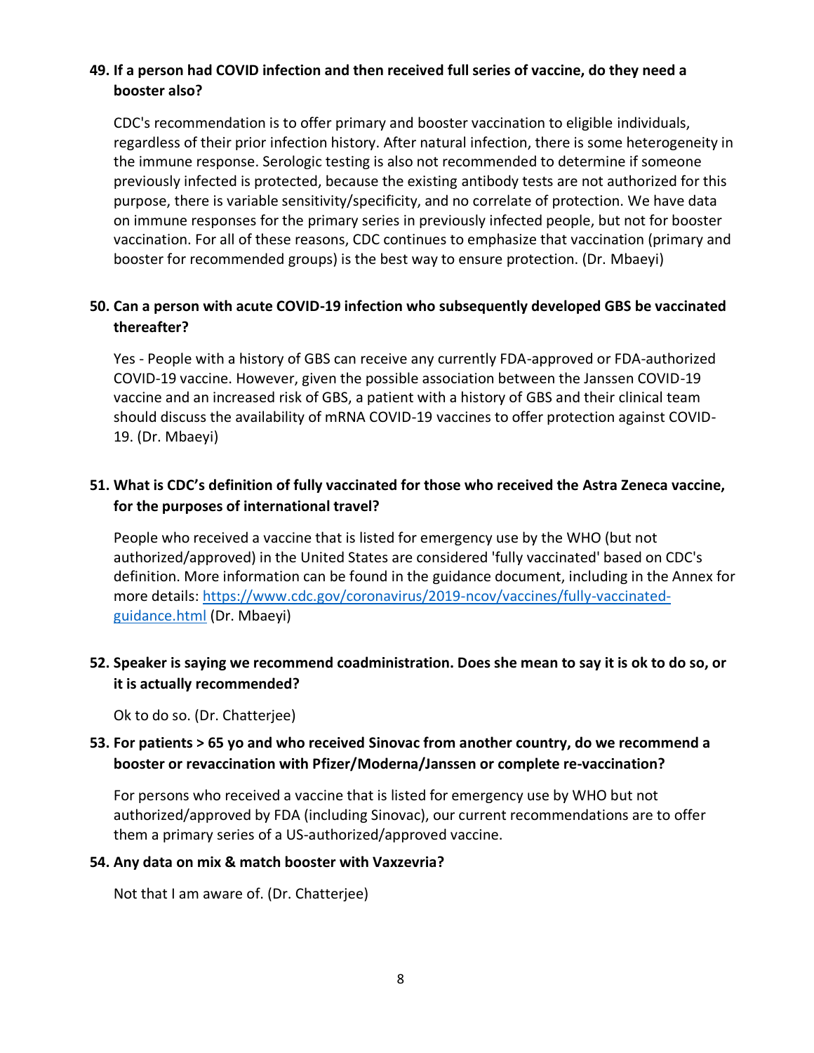**49. If a person had COVID infection and then received full series of vaccine, do they need a booster also?**

CDC's recommendation is to offer primary and booster vaccination to eligible individuals, regardless of their prior infection history. After natural infection, there is some heterogeneity in the immune response. Serologic testing is also not recommended to determine if someone previously infected is protected, because the existing antibody tests are not authorized for this purpose, there is variable sensitivity/specificity, and no correlate of protection. We have data on immune responses for the primary series in previously infected people, but not for booster vaccination. For all of these reasons, CDC continues to emphasize that vaccination (primary and booster for recommended groups) is the best way to ensure protection. (Dr. Mbaeyi)

**50. Can a person with acute COVID-19 infection who subsequently developed GBS be vaccinated thereafter?**

Yes - People with a history of GBS can receive any currently FDA-approved or FDA-authorized COVID-19 vaccine. However, given the possible association between the Janssen COVID-19 vaccine and an increased risk of GBS, a patient with a history of GBS and their clinical team should discuss the availability of mRNA COVID-19 vaccines to offer protection against COVID-19. (Dr. Mbaeyi)

**51. What is CDC's definition of fully vaccinated for those who received the Astra Zeneca vaccine, for the purposes of international travel?**

People who received a vaccine that is listed for emergency use by the WHO (but not authorized/approved) in the United States are considered 'fully vaccinated' based on CDC's definition. More information can be found in the guidance document, including in the Annex for more details: [https://www.cdc.gov/coronavirus/2019-ncov/vaccines/fully-vaccinated-guidance.html](https://www.cdc.gov/coronavirus/2019-ncov/vaccines/fully-vaccinated-guidance.html) (Dr. Mbaeyi)

**52. Speaker is saying we recommend coadministration. Does she mean to say it is ok to do so, or it is actually recommended?**

Ok to do so. (Dr. Chatterjee)

**53. For patients > 65 yo and who received Sinovac from another country, do we recommend a booster or revaccination with Pfizer/Moderna/Janssen or complete re-vaccination?**

For persons who received a vaccine that is listed for emergency use by WHO but not authorized/approved by FDA (including Sinovac), our current recommendations are to offer them a primary series of a US-authorized/approved vaccine.

**54. Any data on mix & match booster with Vaxzevria?**

Not that I am aware of. (Dr. Chatterjee)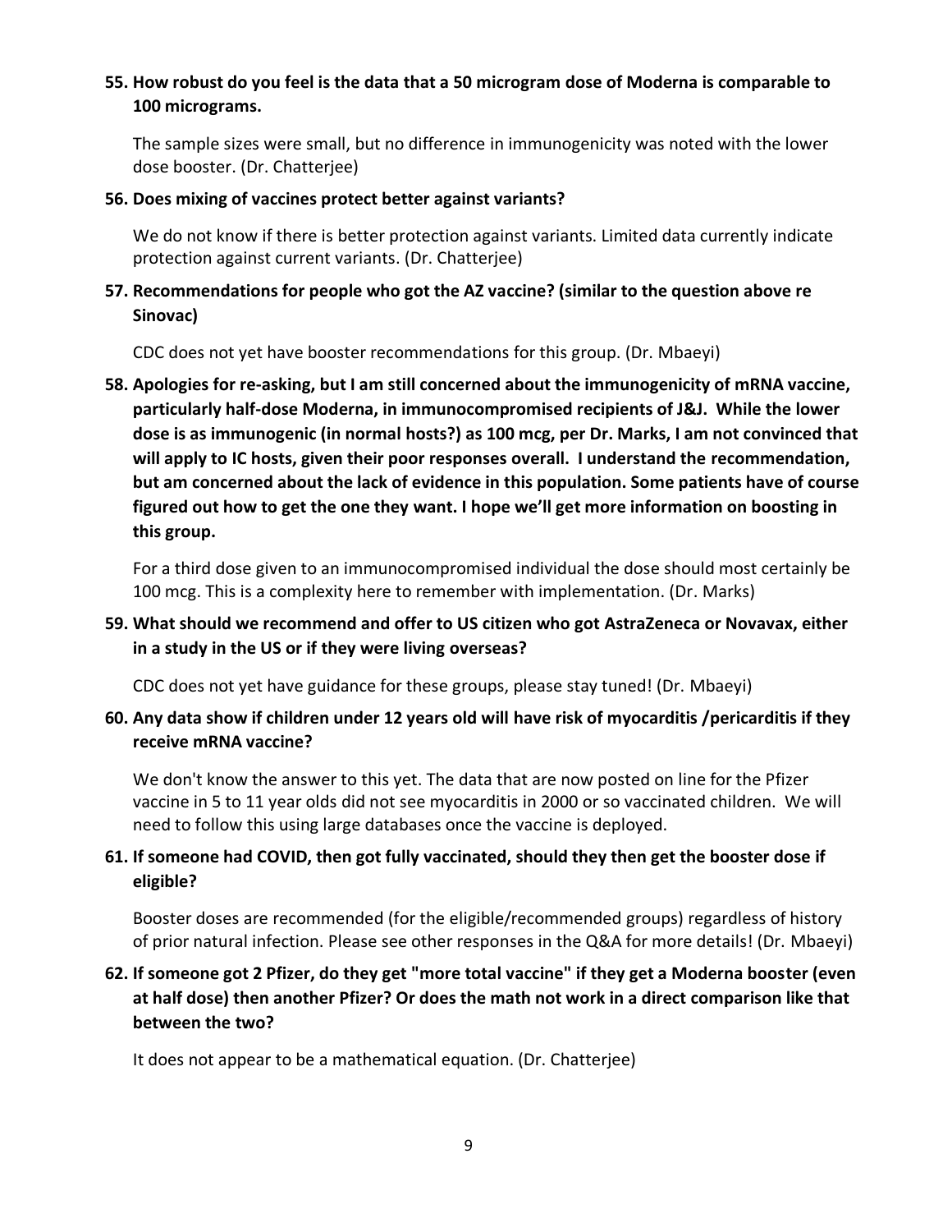**55. How robust do you feel is the data that a 50 microgram dose of Moderna is comparable to 100 micrograms.**

The sample sizes were small, but no difference in immunogenicity was noted with the lower dose booster. (Dr. Chatterjee)

**56. Does mixing of vaccines protect better against variants?**

We do not know if there is better protection against variants. Limited data currently indicate protection against current variants. (Dr. Chatterjee)

**57. Recommendations for people who got the AZ vaccine? (similar to the question above re Sinovac)**

CDC does not yet have booster recommendations for this group. (Dr. Mbaeyi)

**58. Apologies for re-asking, but I am still concerned about the immunogenicity of mRNA vaccine, particularly half-dose Moderna, in immunocompromised recipients of J&J. While the lower dose is as immunogenic (in normal hosts?) as 100 mcg, per Dr. Marks, I am not convinced that will apply to IC hosts, given their poor responses overall. I understand the recommendation, but am concerned about the lack of evidence in this population. Some patients have of course figured out how to get the one they want. I hope we'll get more information on boosting in this group.**

For a third dose given to an immunocompromised individual the dose should most certainly be 100 mcg. This is a complexity here to remember with implementation. (Dr. Marks)

**59. What should we recommend and offer to US citizen who got AstraZeneca or Novavax, either in a study in the US or if they were living overseas?**

CDC does not yet have guidance for these groups, please stay tuned! (Dr. Mbaeyi)

**60. Any data show if children under 12 years old will have risk of myocarditis /pericarditis if they receive mRNA vaccine?**

We don't know the answer to this yet. The data that are now posted on line for the Pfizer vaccine in 5 to 11 year olds did not see myocarditis in 2000 or so vaccinated children. We will need to follow this using large databases once the vaccine is deployed.

**61. If someone had COVID, then got fully vaccinated, should they then get the booster dose if eligible?**

Booster doses are recommended (for the eligible/recommended groups) regardless of history of prior natural infection. Please see other responses in the Q&A for more details! (Dr. Mbaeyi)

**62. If someone got 2 Pfizer, do they get "more total vaccine" if they get a Moderna booster (even at half dose) then another Pfizer? Or does the math not work in a direct comparison like that between the two?**

It does not appear to be a mathematical equation. (Dr. Chatterjee)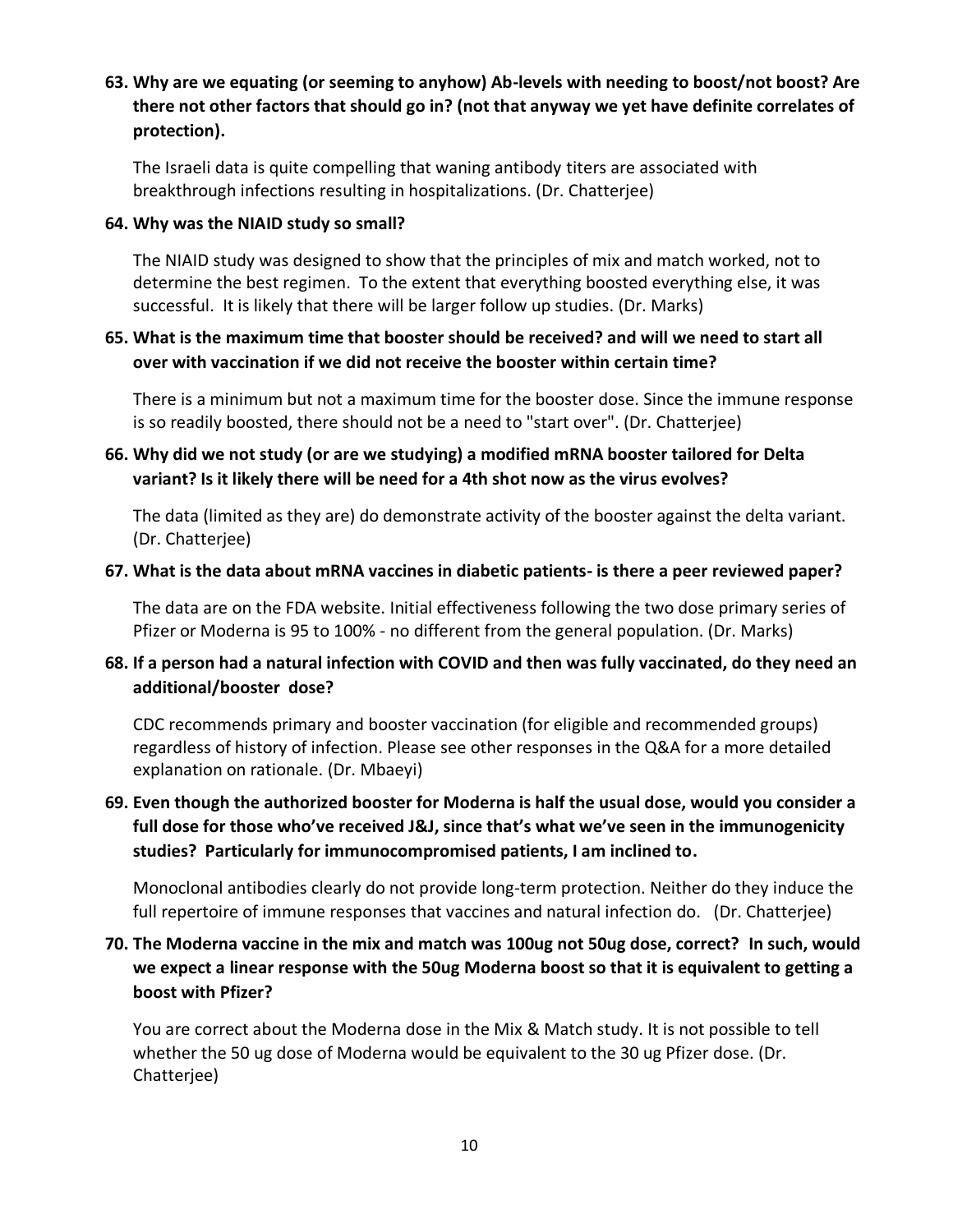**63. Why are we equating (or seeming to anyhow) Ab-levels with needing to boost/not boost? Are there not other factors that should go in? (not that anyway we yet have definite correlates of protection).**

The Israeli data is quite compelling that waning antibody titers are associated with breakthrough infections resulting in hospitalizations. (Dr. Chatterjee)

**64. Why was the NIAID study so small?**

The NIAID study was designed to show that the principles of mix and match worked, not to determine the best regimen. To the extent that everything boosted everything else, it was successful. It is likely that there will be larger follow up studies. (Dr. Marks)

**65. What is the maximum time that booster should be received? and will we need to start all over with vaccination if we did not receive the booster within certain time?**

There is a minimum but not a maximum time for the booster dose. Since the immune response is so readily boosted, there should not be a need to "start over". (Dr. Chatterjee)

**66. Why did we not study (or are we studying) a modified mRNA booster tailored for Delta variant? Is it likely there will be need for a 4th shot now as the virus evolves?**

The data (limited as they are) do demonstrate activity of the booster against the delta variant. (Dr. Chatterjee)

**67. What is the data about mRNA vaccines in diabetic patients- is there a peer reviewed paper?**

The data are on the FDA website. Initial effectiveness following the two dose primary series of Pfizer or Moderna is 95 to 100% - no different from the general population. (Dr. Marks)

**68. If a person had a natural infection with COVID and then was fully vaccinated, do they need an additional/booster dose?**

CDC recommends primary and booster vaccination (for eligible and recommended groups) regardless of history of infection. Please see other responses in the Q&A for a more detailed explanation on rationale. (Dr. Mbaeyi)

**69. Even though the authorized booster for Moderna is half the usual dose, would you consider a full dose for those who've received J&J, since that's what we've seen in the immunogenicity studies? Particularly for immunocompromised patients, I am inclined to.**

Monoclonal antibodies clearly do not provide long-term protection. Neither do they induce the full repertoire of immune responses that vaccines and natural infection do. (Dr. Chatterjee)

**70. The Moderna vaccine in the mix and match was 100ug not 50ug dose, correct? In such, would we expect a linear response with the 50ug Moderna boost so that it is equivalent to getting a boost with Pfizer?**

You are correct about the Moderna dose in the Mix & Match study. It is not possible to tell whether the 50 ug dose of Moderna would be equivalent to the 30 ug Pfizer dose. (Dr. Chatterjee)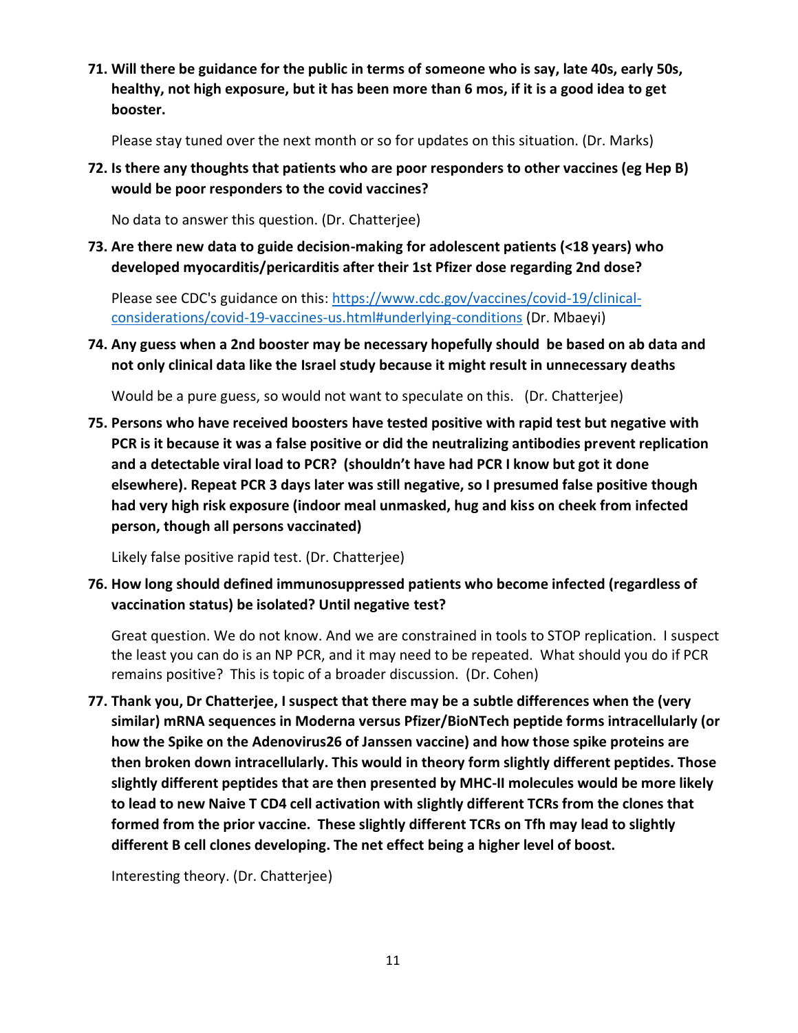**71. Will there be guidance for the public in terms of someone who is say, late 40s, early 50s, healthy, not high exposure, but it has been more than 6 mos, if it is a good idea to get booster.**

Please stay tuned over the next month or so for updates on this situation. (Dr. Marks)

**72. Is there any thoughts that patients who are poor responders to other vaccines (eg Hep B) would be poor responders to the covid vaccines?**

No data to answer this question. (Dr. Chatterjee)

**73. Are there new data to guide decision-making for adolescent patients (<18 years) who developed myocarditis/pericarditis after their 1st Pfizer dose regarding 2nd dose?**

Please see CDC's guidance on this: [https://www.cdc.gov/vaccines/covid-19/clinical-considerations/covid-19-vaccines-us.html#underlying-conditions](https://www.cdc.gov/vaccines/covid-19/clinical-considerations/covid-19-vaccines-us.html#underlying-conditions) (Dr. Mbaeyi)

**74. Any guess when a 2nd booster may be necessary hopefully should be based on ab data and not only clinical data like the Israel study because it might result in unnecessary deaths**

Would be a pure guess, so would not want to speculate on this. (Dr. Chatterjee)

**75. Persons who have received boosters have tested positive with rapid test but negative with PCR is it because it was a false positive or did the neutralizing antibodies prevent replication and a detectable viral load to PCR? (shouldn't have had PCR I know but got it done elsewhere). Repeat PCR 3 days later was still negative, so I presumed false positive though had very high risk exposure (indoor meal unmasked, hug and kiss on cheek from infected person, though all persons vaccinated)**

Likely false positive rapid test. (Dr. Chatterjee)

**76. How long should defined immunosuppressed patients who become infected (regardless of vaccination status) be isolated? Until negative test?**

Great question. We do not know. And we are constrained in tools to STOP replication. I suspect the least you can do is an NP PCR, and it may need to be repeated. What should you do if PCR remains positive? This is topic of a broader discussion. (Dr. Cohen)

**77. Thank you, Dr Chatterjee, I suspect that there may be a subtle differences when the (very similar) mRNA sequences in Moderna versus Pfizer/BioNTech peptide forms intracellularly (or how the Spike on the Adenovirus26 of Janssen vaccine) and how those spike proteins are then broken down intracellularly. This would in theory form slightly different peptides. Those slightly different peptides that are then presented by MHC-II molecules would be more likely to lead to new Naive T CD4 cell activation with slightly different TCRs from the clones that formed from the prior vaccine. These slightly different TCRs on Tfh may lead to slightly different B cell clones developing. The net effect being a higher level of boost.**

Interesting theory. (Dr. Chatterjee)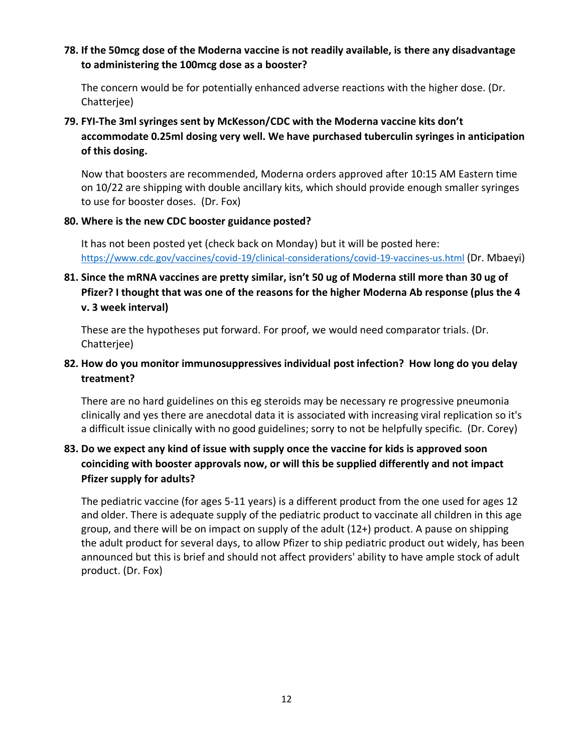**78. If the 50mcg dose of the Moderna vaccine is not readily available, is there any disadvantage to administering the 100mcg dose as a booster?**

The concern would be for potentially enhanced adverse reactions with the higher dose. (Dr. Chatterjee)

**79. FYI-The 3ml syringes sent by McKesson/CDC with the Moderna vaccine kits don't accommodate 0.25ml dosing very well. We have purchased tuberculin syringes in anticipation of this dosing.**

Now that boosters are recommended, Moderna orders approved after 10:15 AM Eastern time on 10/22 are shipping with double ancillary kits, which should provide enough smaller syringes to use for booster doses. (Dr. Fox)

**80. Where is the new CDC booster guidance posted?**

It has not been posted yet (check back on Monday) but it will be posted here: https://www.cdc.gov/vaccines/covid-19/clinical-considerations/covid-19-vaccines-us.html (Dr. Mbaeyi)

**81. Since the mRNA vaccines are pretty similar, isn't 50 ug of Moderna still more than 30 ug of Pfizer? I thought that was one of the reasons for the higher Moderna Ab response (plus the 4 v. 3 week interval)**

These are the hypotheses put forward. For proof, we would need comparator trials. (Dr. Chatterjee)

**82. How do you monitor immunosuppressives individual post infection? How long do you delay treatment?**

There are no hard guidelines on this eg steroids may be necessary re progressive pneumonia clinically and yes there are anecdotal data it is associated with increasing viral replication so it's a difficult issue clinically with no good guidelines; sorry to not be helpfully specific. (Dr. Corey)

**83. Do we expect any kind of issue with supply once the vaccine for kids is approved soon coinciding with booster approvals now, or will this be supplied differently and not impact Pfizer supply for adults?**

The pediatric vaccine (for ages 5-11 years) is a different product from the one used for ages 12 and older. There is adequate supply of the pediatric product to vaccinate all children in this age group, and there will be on impact on supply of the adult (12+) product. A pause on shipping the adult product for several days, to allow Pfizer to ship pediatric product out widely, has been announced but this is brief and should not affect providers' ability to have ample stock of adult product. (Dr. Fox)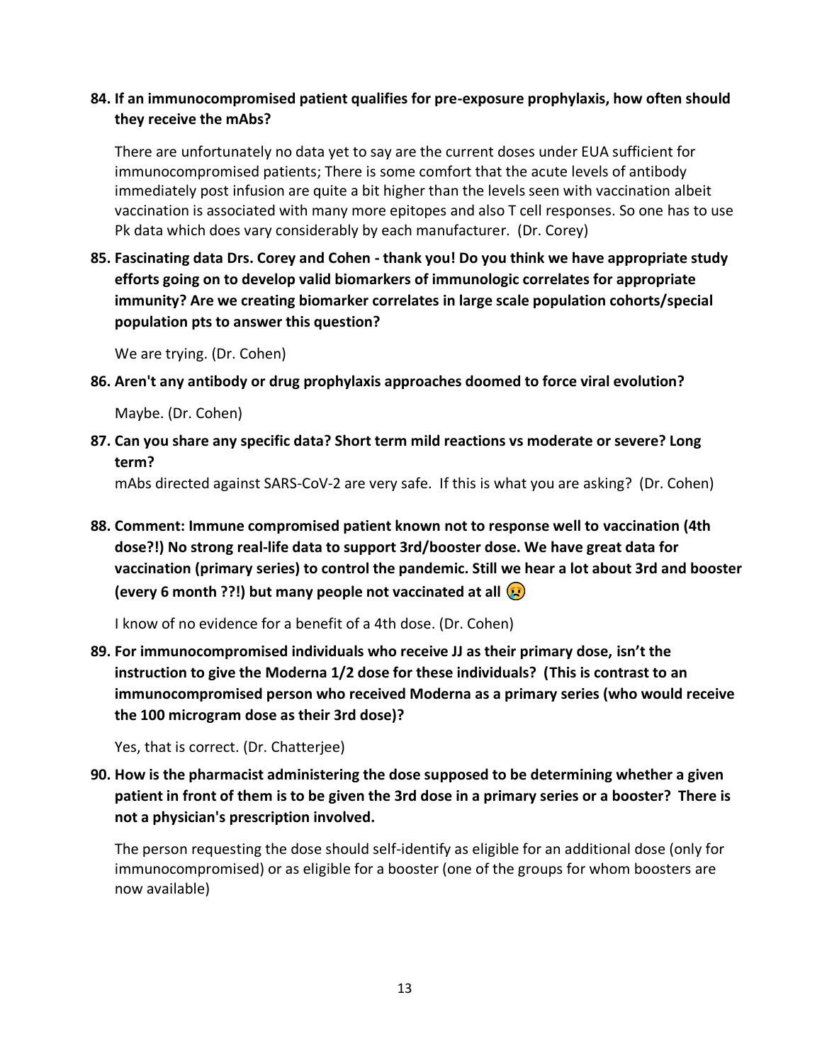**84. If an immunocompromised patient qualifies for pre-exposure prophylaxis, how often should they receive the mAbs?**

There are unfortunately no data yet to say are the current doses under EUA sufficient for immunocompromised patients; There is some comfort that the acute levels of antibody immediately post infusion are quite a bit higher than the levels seen with vaccination albeit vaccination is associated with many more epitopes and also T cell responses. So one has to use Pk data which does vary considerably by each manufacturer. (Dr. Corey)

**85. Fascinating data Drs. Corey and Cohen - thank you! Do you think we have appropriate study efforts going on to develop valid biomarkers of immunologic correlates for appropriate immunity? Are we creating biomarker correlates in large scale population cohorts/special population pts to answer this question?**

We are trying. (Dr. Cohen)

**86. Aren't any antibody or drug prophylaxis approaches doomed to force viral evolution?**

Maybe. (Dr. Cohen)

**87. Can you share any specific data? Short term mild reactions vs moderate or severe? Long term?**

mAbs directed against SARS-CoV-2 are very safe. If this is what you are asking? (Dr. Cohen)

**88. Comment: Immune compromised patient known not to response well to vaccination (4th dose?!) No strong real-life data to support 3rd/booster dose. We have great data for vaccination (primary series) to control the pandemic. Still we hear a lot about 3rd and booster (every 6 month ??!) but many people not vaccinated at all 😢**

I know of no evidence for a benefit of a 4th dose. (Dr. Cohen)

**89. For immunocompromised individuals who receive JJ as their primary dose, isn't the instruction to give the Moderna 1/2 dose for these individuals? (This is contrast to an immunocompromised person who received Moderna as a primary series (who would receive the 100 microgram dose as their 3rd dose)?**

Yes, that is correct. (Dr. Chatterjee)

**90. How is the pharmacist administering the dose supposed to be determining whether a given patient in front of them is to be given the 3rd dose in a primary series or a booster? There is not a physician's prescription involved.**

The person requesting the dose should self-identify as eligible for an additional dose (only for immunocompromised) or as eligible for a booster (one of the groups for whom boosters are now available)